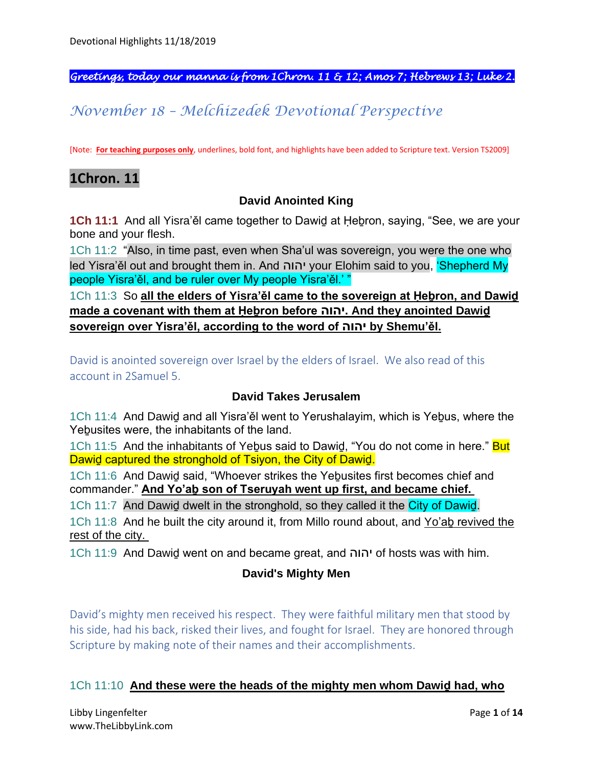Devotional Highlights 11/18/2019

*Greetings, today our manna is from 1Chron. 11 & 12; Amos 7; Hebrews 13; Luke 2.*

# *November 18 – Melchizedek Devotional Perspective*

[Note: **For teaching purposes only**, underlines, bold font, and highlights have been added to Scripture text. Version TS2009]

## 1Chron. 11

### David Anointed King

**1Ch 11:1** And all Yisra'ěl came together to Dawiḏ at Ḥeḇron, saying, "See, we are your bone and your flesh.

1Ch 11:2 "Also, in time past, even when Sha'ul was sovereign, you were the one who led Yisra'ěl out and brought them in. And יהוה your Elohim said to you, 'Shepherd My people Yisra'ěl, and be ruler over My people Yisra'ěl.' "

1Ch 11:3 So **all the elders of Yisra'ěl came to the sovereign at Ḥeḇron, and Dawiḏ made a covenant with them at Ḥeḇron before יהוה. And they anointed Dawiḏ sovereign over Yisra'ěl, according to the word of יהוה by Shemu'ěl.**

David is anointed sovereign over Israel by the elders of Israel. We also read of this account in 2Samuel 5.

### David Takes Jerusalem

1Ch 11:4 And Dawiḏ and all Yisra'ěl went to Yerushalayim, which is Yeḇus, where the Yeḇusites were, the inhabitants of the land.

1Ch 11:5 And the inhabitants of Yeḇus said to Dawiḏ, "You do not come in here." But Dawiḏ captured the stronghold of Tsiyon, the City of Dawiḏ.

1Ch 11:6 And Dawiḏ said, "Whoever strikes the Yeḇusites first becomes chief and commander." **And Yo'aḇ son of Tseruyah went up first, and became chief.**

1Ch 11:7 And Dawiḏ dwelt in the stronghold, so they called it the City of Dawiḏ.

1Ch 11:8 And he built the city around it, from Millo round about, and Yo'aḇ revived the rest of the city.

1Ch 11:9 And Dawiḏ went on and became great, and יהוה of hosts was with him.

### David's Mighty Men

David's mighty men received his respect. They were faithful military men that stood by his side, had his back, risked their lives, and fought for Israel. They are honored through Scripture by making note of their names and their accomplishments.

1Ch 11:10 **And these were the heads of the mighty men whom Dawiḏ had, who**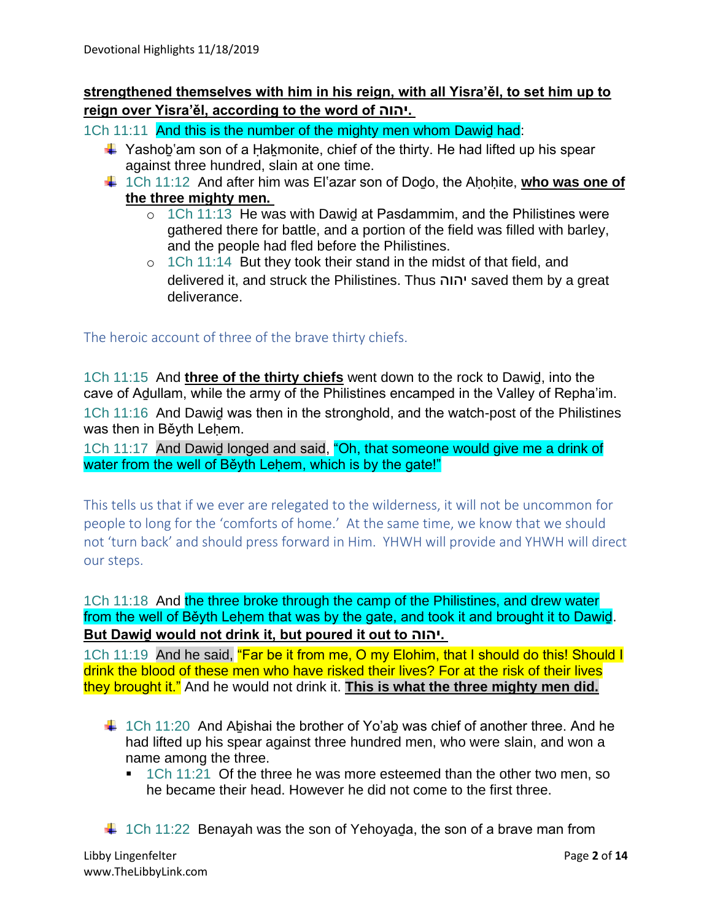**strengthened themselves with him in his reign, with all Yisra'ěl, to set him up to reign over Yisra'ěl, according to the word of יהוה.**

1Ch 11:11 And this is the number of the mighty men whom Dawiḏ had:

- Yashoḇ'am son of a Ḥaḵmonite, chief of the thirty. He had lifted up his spear against three hundred, slain at one time.
- 1Ch 11:12 And after him was El'azar son of Doḏo, the Aḥoḥite, **who was one of the three mighty men.**
    - 1Ch 11:13 He was with Dawiḏ at Pasdammim, and the Philistines were gathered there for battle, and a portion of the field was filled with barley, and the people had fled before the Philistines.
    - 1Ch 11:14 But they took their stand in the midst of that field, and delivered it, and struck the Philistines. Thus יהוה saved them by a great deliverance.

The heroic account of three of the brave thirty chiefs.

1Ch 11:15 And **three of the thirty chiefs** went down to the rock to Dawiḏ, into the cave of Aḏullam, while the army of the Philistines encamped in the Valley of Repha'im.

1Ch 11:16 And Dawiḏ was then in the stronghold, and the watch-post of the Philistines was then in Běyth Leḥem.

1Ch 11:17 And Dawiḏ longed and said, "Oh, that someone would give me a drink of water from the well of Běyth Leḥem, which is by the gate!"

This tells us that if we ever are relegated to the wilderness, it will not be uncommon for people to long for the 'comforts of home.' At the same time, we know that we should not 'turn back' and should press forward in Him. YHWH will provide and YHWH will direct our steps.

1Ch 11:18 And the three broke through the camp of the Philistines, and drew water from the well of Běyth Leḥem that was by the gate, and took it and brought it to Dawiḏ. **But Dawiḏ would not drink it, but poured it out to יהוה.**

1Ch 11:19 And he said, "Far be it from me, O my Elohim, that I should do this! Should I drink the blood of these men who have risked their lives? For at the risk of their lives they brought it." And he would not drink it. **This is what the three mighty men did.**

- 1Ch 11:20 And Aḇishai the brother of Yo'aḇ was chief of another three. And he had lifted up his spear against three hundred men, who were slain, and won a name among the three.
    - 1Ch 11:21 Of the three he was more esteemed than the other two men, so he became their head. However he did not come to the first three.
- 1Ch 11:22 Benayah was the son of Yehoyaḏa, the son of a brave man from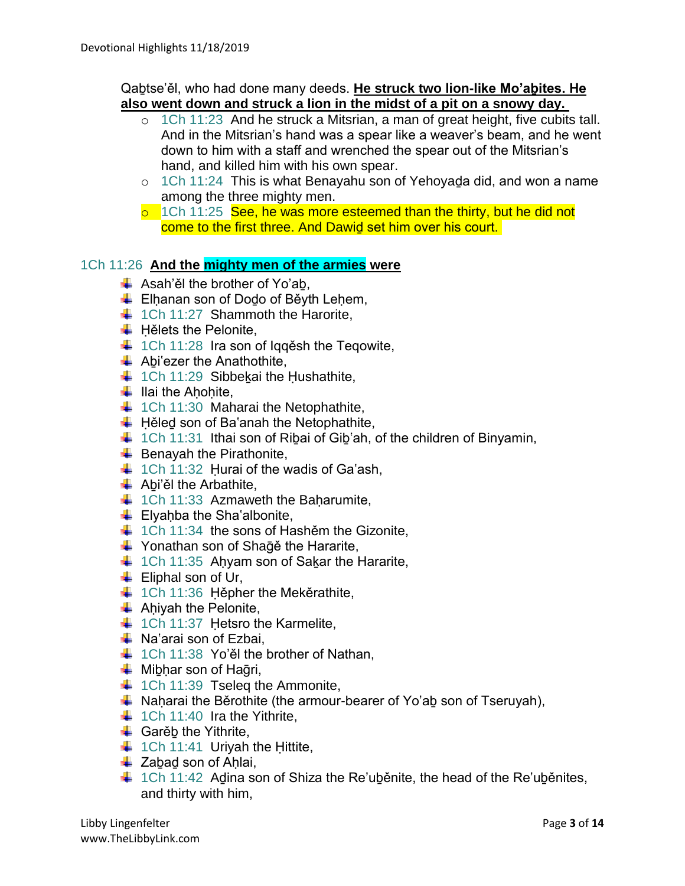Qaḇtse'ěl, who had done many deeds. **He struck two lion-like Mo'aḇites. He also went down and struck a lion in the midst of a pit on a snowy day.**

- 1Ch 11:23 And he struck a Mitsrian, a man of great height, five cubits tall. And in the Mitsrian's hand was a spear like a weaver's beam, and he went down to him with a staff and wrenched the spear out of the Mitsrian's hand, and killed him with his own spear.
- 1Ch 11:24 This is what Benayahu son of Yehoyaḏa did, and won a name among the three mighty men.
- 1Ch 11:25 See, he was more esteemed than the thirty, but he did not come to the first three. And Dawiḏ set him over his court.

1Ch 11:26 **And the mighty men of the armies were**

- Asah'ěl the brother of Yo'aḇ,
- Elḥanan son of Doḏo of Běyth Leḥem,
- 1Ch 11:27 Shammoth the Harorite,
- Ḥělets the Pelonite,
- 1Ch 11:28 Ira son of Iqqěsh the Teqowite,
- Aḇiʽezer the Anathothite,
- 1Ch 11:29 Sibbeḵai the Ḥushathite,
- Ilai the Aḥoḥite,
- 1Ch 11:30 Maharai the Netophathite,
- Ḥěleḏ son of Baʽanah the Netophathite,
- 1Ch 11:31 Ithai son of Riḇai of Giḇʽah, of the children of Binyamin,
- Benayah the Pirathonite,
- 1Ch 11:32 Ḥurai of the wadis of Gaʽash,
- Aḇi'ěl the Arbathite,
- 1Ch 11:33 Azmaweth the Baḥarumite,
- Elyaḥba the Shaʽalbonite,
- 1Ch 11:34 the sons of Hashěm the Gizonite,
- Yonathan son of Shaḡě the Hararite,
- 1Ch 11:35 Aḥyam son of Saḵar the Hararite,
- Eliphal son of Ur,
- 1Ch 11:36 Ḥěpher the Meḵěrathite,
- Aḥiyah the Pelonite,
- 1Ch 11:37 Ḥetsro the Karmelite,
- Naʽarai son of Ezbai,
- 1Ch 11:38 Yo'ěl the brother of Nathan,
- Miḇḥar son of Haḡri,
- 1Ch 11:39 Tseleq the Ammonite,
- Naḥarai the Běrothite (the armour-bearer of Yo'aḇ son of Tseruyah),
- 1Ch 11:40 Ira the Yithrite,
- Garěḇ the Yithrite,
- 1Ch 11:41 Uriyah the Ḥittite,
- Zaḇaḏ son of Aḥlai,
- 1Ch 11:42 Aḏina son of Shiza the Re'uḇěnite, the head of the Re'uḇěnites, and thirty with him,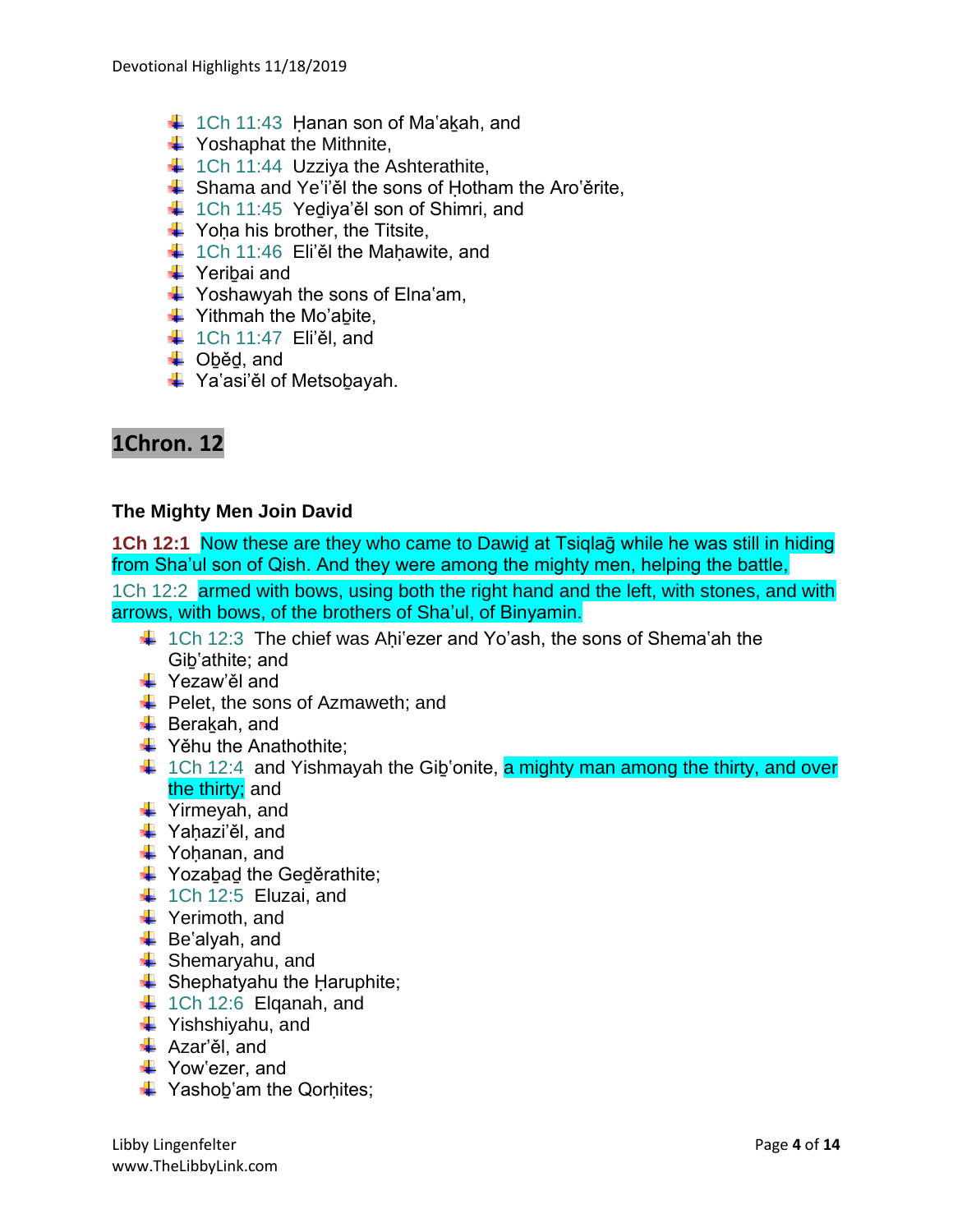- 1Ch 11:43 Ḥanan son of Ma'aḵah, and
- Yoshaphat the Mithnite,
- 1Ch 11:44 Uzziya the Ashterathite,
- Shama and Ye'i'ěl the sons of Ḥotham the Aro'ěrite,
- 1Ch 11:45 Yeḏiya'ěl son of Shimri, and
- Yoḥa his brother, the Titsite,
- 1Ch 11:46 Eli'ěl the Maḥawite, and
- Yeriḇai and
- Yoshawyah the sons of Elna'am,
- Yithmah the Mo'aḇite,
- 1Ch 11:47 Eli'ěl, and
- Oḇěḏ, and
- Ya'asi'ěl of Metsoḇayah.

## 1Chron. 12

### The Mighty Men Join David

**1Ch 12:1** Now these are they who came to Dawiḏ at Tsiqlaḡ while he was still in hiding from Sha'ul son of Qish. And they were among the mighty men, helping the battle,

1Ch 12:2 armed with bows, using both the right hand and the left, with stones, and with arrows, with bows, of the brothers of Sha'ul, of Binyamin.

- 1Ch 12:3 The chief was Aḥi'ezer and Yo'ash, the sons of Shema'ah the Giḇ'athite; and
- Yezaw'ěl and
- Pelet, the sons of Azmaweth; and
- Beraḵah, and
- Yěhu the Anathothite;
- 1Ch 12:4 and Yishmayah the Giḇ'onite, a mighty man among the thirty, and over the thirty; and
- Yirmeyah, and
- Yaḥazi'ěl, and
- Yoḥanan, and
- Yozaḇaḏ the Geḏěrathite;
- 1Ch 12:5 Eluzai, and
- Yerimoth, and
- Be'alyah, and
- Shemaryahu, and
- Shephatyahu the Ḥaruphite;
- 1Ch 12:6 Elqanah, and
- Yishshiyahu, and
- Azar'ěl, and
- Yow'ezer, and
- Yashoḇ'am the Qorḥites;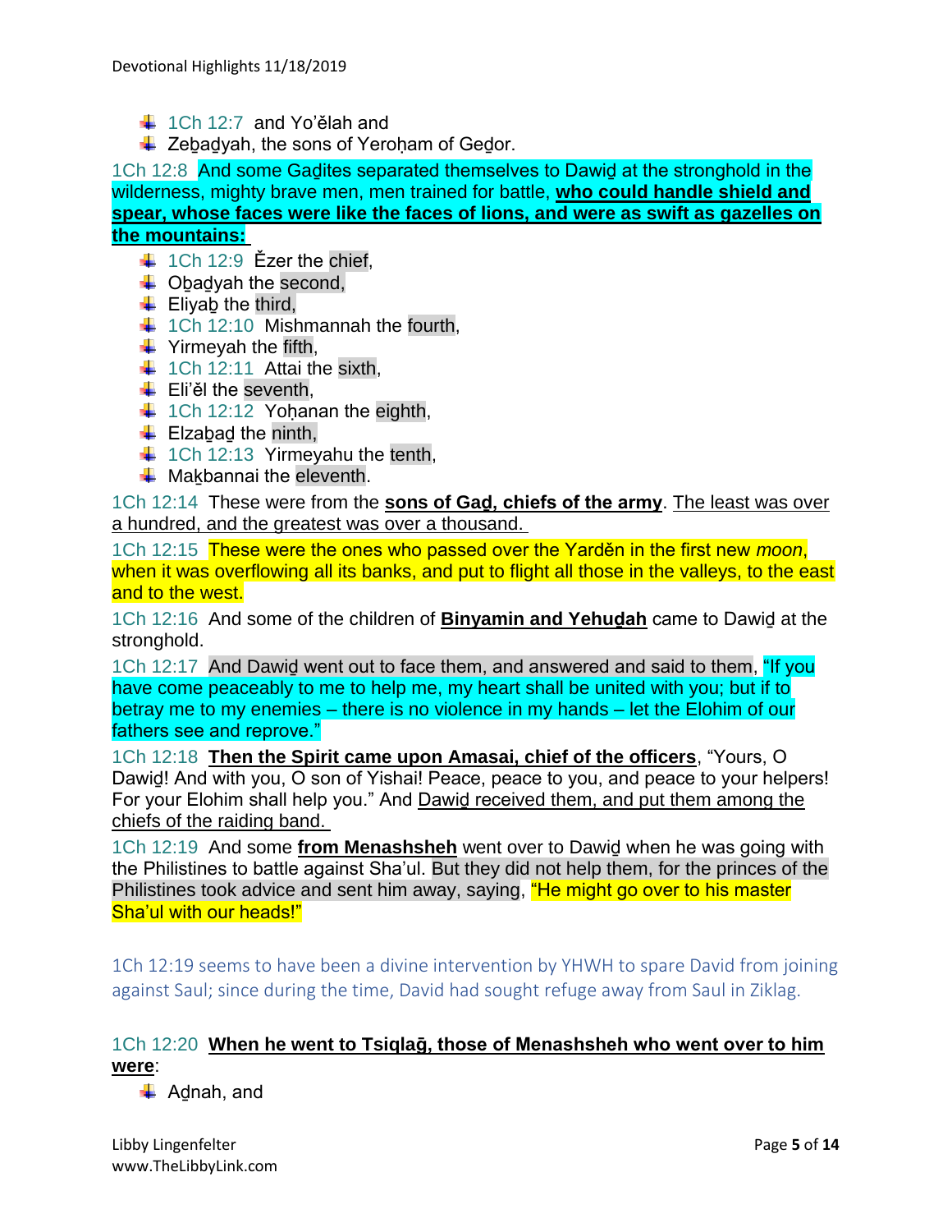- 1Ch 12:7 and Yo'ělah and
- Zeḇaḏyah, the sons of Yeroḥam of Geḏor.

1Ch 12:8 And some Gaḏites separated themselves to Dawiḏ at the stronghold in the wilderness, mighty brave men, men trained for battle, **who could handle shield and spear, whose faces were like the faces of lions, and were as swift as gazelles on the mountains:**

- 1Ch 12:9 Ězer the chief,
- Oḇaḏyah the second,
- Eliyaḇ the third,
- 1Ch 12:10 Mishmannah the fourth,
- Yirmeyah the fifth,
- 1Ch 12:11 Attai the sixth,
- Eli'ěl the seventh,
- 1Ch 12:12 Yoḥanan the eighth,
- Elzaḇaḏ the ninth,
- 1Ch 12:13 Yirmeyahu the tenth,
- Maḵbannai the eleventh.

1Ch 12:14 These were from the **sons of Gaḏ, chiefs of the army**. The least was over a hundred, and the greatest was over a thousand.

1Ch 12:15 These were the ones who passed over the Yarděn in the first new *moon*, when it was overflowing all its banks, and put to flight all those in the valleys, to the east and to the west.

1Ch 12:16 And some of the children of **Binyamin and Yehuḏah** came to Dawiḏ at the stronghold.

1Ch 12:17 And Dawiḏ went out to face them, and answered and said to them, "If you have come peaceably to me to help me, my heart shall be united with you; but if to betray me to my enemies – there is no violence in my hands – let the Elohim of our fathers see and reprove."

1Ch 12:18 **Then the Spirit came upon Amasai, chief of the officers**, "Yours, O Dawiḏ! And with you, O son of Yishai! Peace, peace to you, and peace to your helpers! For your Elohim shall help you." And Dawiḏ received them, and put them among the chiefs of the raiding band.

1Ch 12:19 And some **from Menashsheh** went over to Dawiḏ when he was going with the Philistines to battle against Sha'ul. But they did not help them, for the princes of the Philistines took advice and sent him away, saying, "He might go over to his master Sha'ul with our heads!"

1Ch 12:19 seems to have been a divine intervention by YHWH to spare David from joining against Saul; since during the time, David had sought refuge away from Saul in Ziklag.

1Ch 12:20 **When he went to Tsiqlaḡ, those of Menashsheh who went over to him were**:

- Aḏnah, and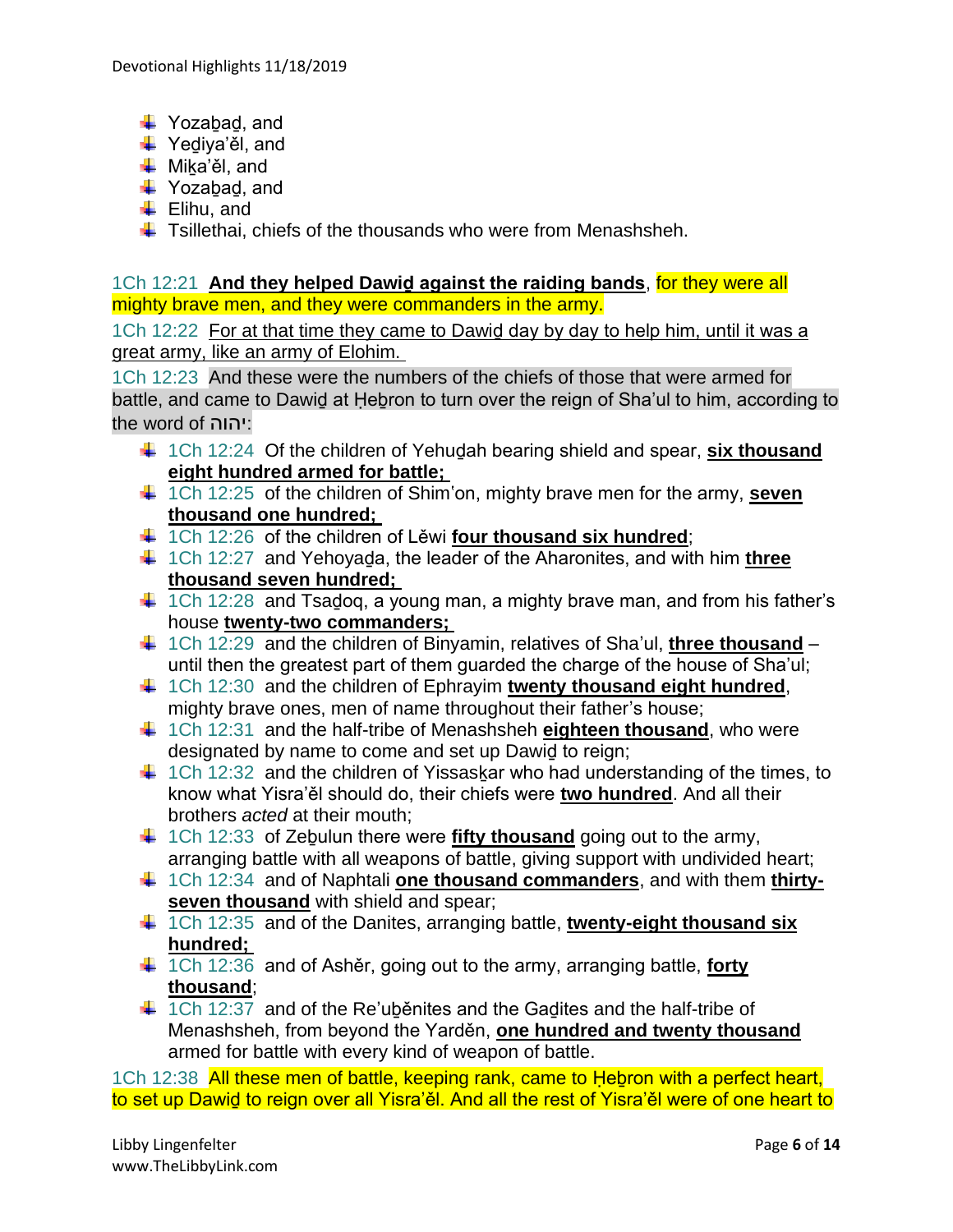- Yozaḇaḏ, and
- Yeḏiya'ěl, and
- Miḵa'ěl, and
- Yozaḇaḏ, and
- Elihu, and
- Tsillethai, chiefs of the thousands who were from Menashsheh.

1Ch 12:21 **And they helped Dawiḏ against the raiding bands**, for they were all mighty brave men, and they were commanders in the army.

1Ch 12:22 For at that time they came to Dawiḏ day by day to help him, until it was a great army, like an army of Elohim.

1Ch 12:23 And these were the numbers of the chiefs of those that were armed for battle, and came to Dawiḏ at Ḥeḇron to turn over the reign of Sha'ul to him, according to the word of יהוה:

- 1Ch 12:24 Of the children of Yehuḏah bearing shield and spear, **six thousand eight hundred armed for battle;**
- 1Ch 12:25 of the children of Shim'on, mighty brave men for the army, **seven thousand one hundred;**
- 1Ch 12:26 of the children of Lěwi **four thousand six hundred**;
- 1Ch 12:27 and Yehoyaḏa, the leader of the Aharonites, and with him **three thousand seven hundred;**
- 1Ch 12:28 and Tsaḏoq, a young man, a mighty brave man, and from his father's house **twenty-two commanders;**
- 1Ch 12:29 and the children of Binyamin, relatives of Sha'ul, **three thousand** – until then the greatest part of them guarded the charge of the house of Sha'ul;
- 1Ch 12:30 and the children of Ephrayim **twenty thousand eight hundred**, mighty brave ones, men of name throughout their father's house;
- 1Ch 12:31 and the half-tribe of Menashsheh **eighteen thousand**, who were designated by name to come and set up Dawiḏ to reign;
- 1Ch 12:32 and the children of Yissasḵar who had understanding of the times, to know what Yisra'ěl should do, their chiefs were **two hundred**. And all their brothers *acted* at their mouth;
- 1Ch 12:33 of Zeḇulun there were **fifty thousand** going out to the army, arranging battle with all weapons of battle, giving support with undivided heart;
- 1Ch 12:34 and of Naphtali **one thousand commanders**, and with them **thirty-seven thousand** with shield and spear;
- 1Ch 12:35 and of the Danites, arranging battle, **twenty-eight thousand six hundred;**
- 1Ch 12:36 and of Ashěr, going out to the army, arranging battle, **forty thousand**;
- 1Ch 12:37 and of the Re'uḇěnites and the Gaḏites and the half-tribe of Menashsheh, from beyond the Yarděn, **one hundred and twenty thousand** armed for battle with every kind of weapon of battle.

1Ch 12:38 All these men of battle, keeping rank, came to Ḥeḇron with a perfect heart, to set up Dawiḏ to reign over all Yisra'ěl. And all the rest of Yisra'ěl were of one heart to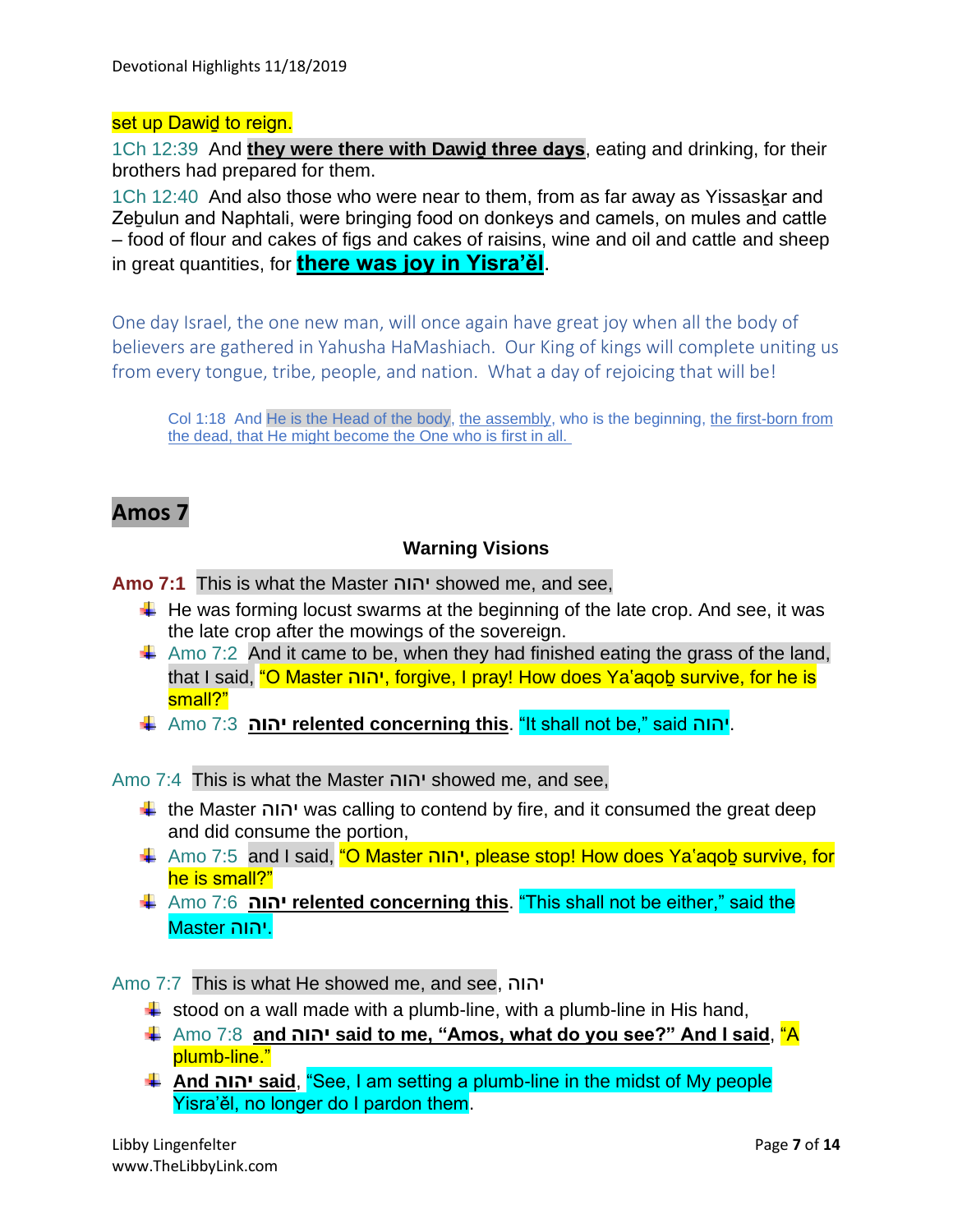set up Dawiḏ to reign.

1Ch 12:39 And **they were there with Dawiḏ three days**, eating and drinking, for their brothers had prepared for them.

1Ch 12:40 And also those who were near to them, from as far away as Yissasḵar and Zeḇulun and Naphtali, were bringing food on donkeys and camels, on mules and cattle – food of flour and cakes of figs and cakes of raisins, wine and oil and cattle and sheep in great quantities, for **there was joy in Yisra'ěl**.

One day Israel, the one new man, will once again have great joy when all the body of believers are gathered in Yahusha HaMashiach. Our King of kings will complete uniting us from every tongue, tribe, people, and nation. What a day of rejoicing that will be!

> Col 1:18 And He is the Head of the body, the assembly, who is the beginning, the first-born from the dead, that He might become the One who is first in all.

## Amos 7

### Warning Visions

**Amo 7:1** This is what the Master יהוה showed me, and see,

- He was forming locust swarms at the beginning of the late crop. And see, it was the late crop after the mowings of the sovereign.
- Amo 7:2 And it came to be, when they had finished eating the grass of the land, that I said, "O Master יהוה, forgive, I pray! How does Ya'aqoḇ survive, for he is small?"
- Amo 7:3 **יהוה relented concerning this**. "It shall not be," said יהוה.

Amo 7:4 This is what the Master יהוה showed me, and see,

- the Master יהוה was calling to contend by fire, and it consumed the great deep and did consume the portion,
- Amo 7:5 and I said, "O Master יהוה, please stop! How does Ya'aqoḇ survive, for he is small?"
- Amo 7:6 **יהוה relented concerning this**. "This shall not be either," said the Master יהוה.

Amo 7:7 This is what He showed me, and see, יהוה

- stood on a wall made with a plumb-line, with a plumb-line in His hand,
- Amo 7:8 **and יהוה said to me, "Amos, what do you see?" And I said**, "A plumb-line."
- **And יהוה said**, "See, I am setting a plumb-line in the midst of My people Yisra'ěl, no longer do I pardon them.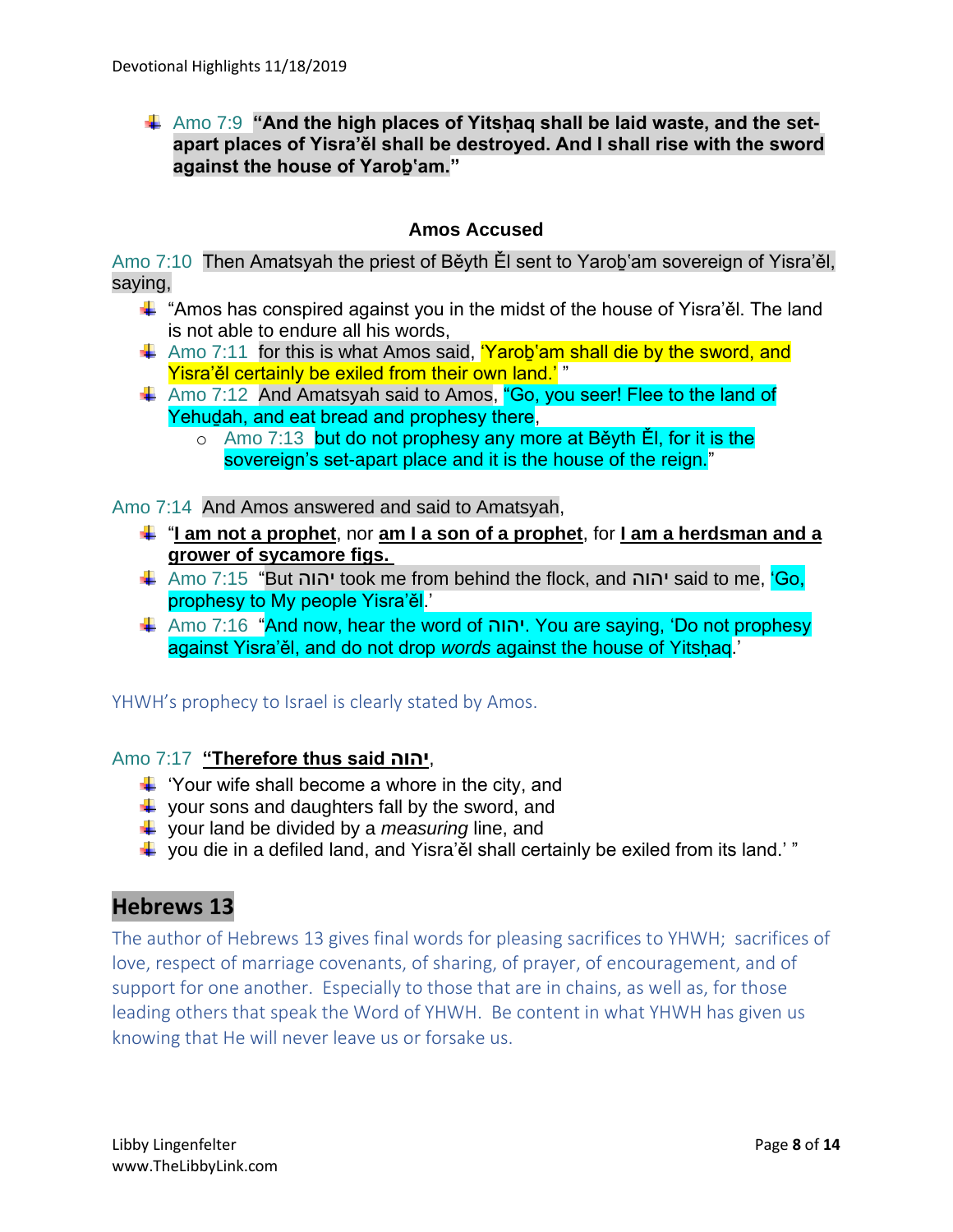- Amo 7:9 **"And the high places of Yitsḥaq shall be laid waste, and the set-apart places of Yisra'ěl shall be destroyed. And I shall rise with the sword against the house of Yaroḇ'am."**

### Amos Accused

Amo 7:10 Then Amatsyah the priest of Běyth Ěl sent to Yaroḇ'am sovereign of Yisra'ěl, saying,

- "Amos has conspired against you in the midst of the house of Yisra'ěl. The land is not able to endure all his words,
- Amo 7:11 for this is what Amos said, 'Yaroḇ'am shall die by the sword, and Yisra'ěl certainly be exiled from their own land.' "
- Amo 7:12 And Amatsyah said to Amos, "Go, you seer! Flee to the land of Yehuḏah, and eat bread and prophesy there,
  - Amo 7:13 but do not prophesy any more at Běyth Ěl, for it is the sovereign's set-apart place and it is the house of the reign."

Amo 7:14 And Amos answered and said to Amatsyah,

- "**I am not a prophet**, nor **am I a son of a prophet**, for **I am a herdsman and a grower of sycamore figs.**
- Amo 7:15 "But יהוה took me from behind the flock, and יהוה said to me, 'Go, prophesy to My people Yisra'ěl.'
- Amo 7:16 "And now, hear the word of יהוה. You are saying, 'Do not prophesy against Yisra'ěl, and do not drop *words* against the house of Yitsḥaq.'

YHWH's prophecy to Israel is clearly stated by Amos.

Amo 7:17 **"Therefore thus said יהוה**,

- 'Your wife shall become a whore in the city, and
- your sons and daughters fall by the sword, and
- your land be divided by a *measuring* line, and
- you die in a defiled land, and Yisra'ěl shall certainly be exiled from its land.' "

## Hebrews 13

The author of Hebrews 13 gives final words for pleasing sacrifices to YHWH; sacrifices of love, respect of marriage covenants, of sharing, of prayer, of encouragement, and of support for one another. Especially to those that are in chains, as well as, for those leading others that speak the Word of YHWH. Be content in what YHWH has given us knowing that He will never leave us or forsake us.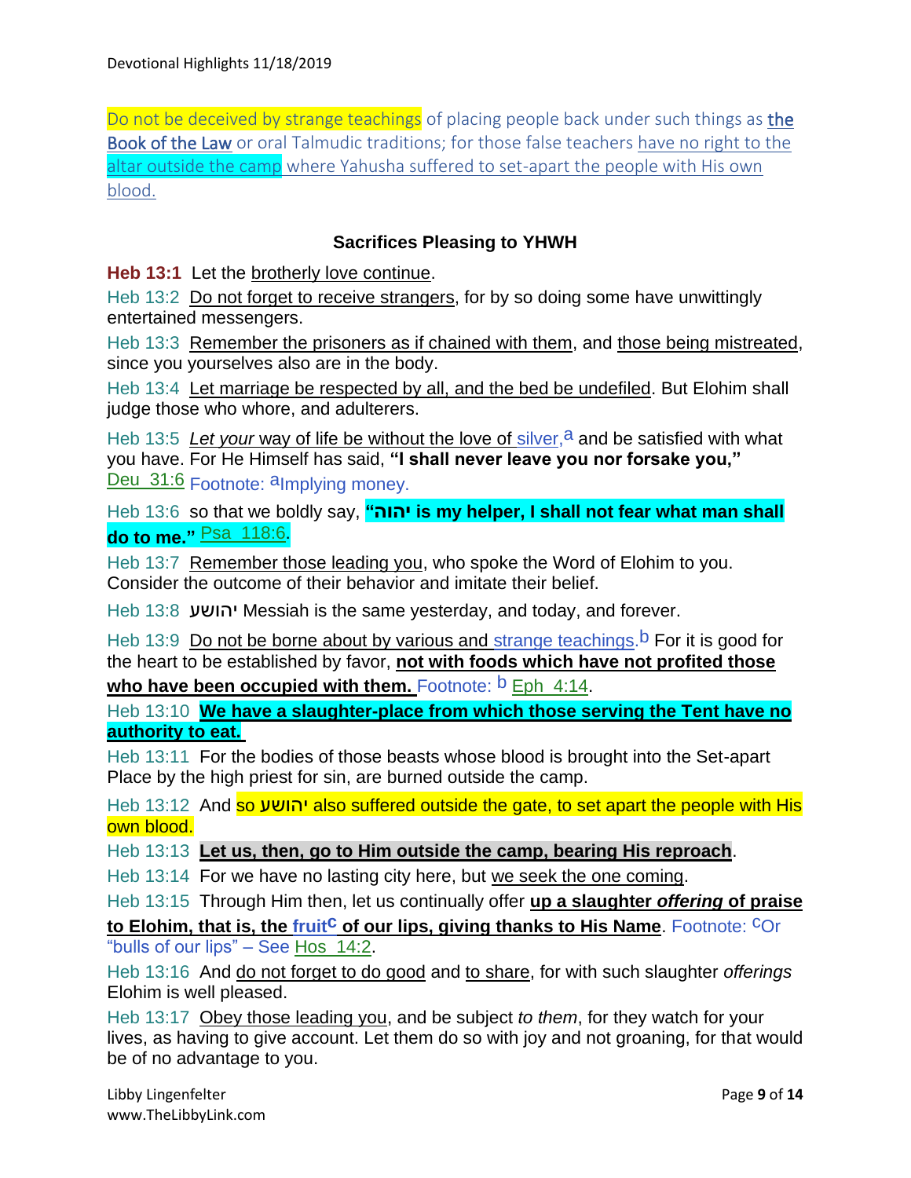Do not be deceived by strange teachings of placing people back under such things as the Book of the Law or oral Talmudic traditions; for those false teachers have no right to the altar outside the camp where Yahusha suffered to set-apart the people with His own blood.

### Sacrifices Pleasing to YHWH

**Heb 13:1** Let the brotherly love continue.

Heb 13:2 Do not forget to receive strangers, for by so doing some have unwittingly entertained messengers.

Heb 13:3 Remember the prisoners as if chained with them, and those being mistreated, since you yourselves also are in the body.

Heb 13:4 Let marriage be respected by all, and the bed be undefiled. But Elohim shall judge those who whore, and adulterers.

Heb 13:5 *Let your* way of life be without the love of silver,[a] and be satisfied with what you have. For He Himself has said, **"I shall never leave you nor forsake you,"** Deu 31:6 Footnote: [a]Implying money.

Heb 13:6 so that we boldly say, **"יהוה is my helper, I shall not fear what man shall do to me."** Psa 118:6.

Heb 13:7 Remember those leading you, who spoke the Word of Elohim to you. Consider the outcome of their behavior and imitate their belief.

Heb 13:8 יהושע Messiah is the same yesterday, and today, and forever.

Heb 13:9 Do not be borne about by various and strange teachings.[b] For it is good for the heart to be established by favor, **not with foods which have not profited those who have been occupied with them.** Footnote: [b] Eph 4:14.

Heb 13:10 **We have a slaughter-place from which those serving the Tent have no authority to eat.**

Heb 13:11 For the bodies of those beasts whose blood is brought into the Set-apart Place by the high priest for sin, are burned outside the camp.

Heb 13:12 And so יהושע also suffered outside the gate, to set apart the people with His own blood.

Heb 13:13 **Let us, then, go to Him outside the camp, bearing His reproach**.

Heb 13:14 For we have no lasting city here, but we seek the one coming.

Heb 13:15 Through Him then, let us continually offer **up a slaughter *offering* of praise to Elohim, that is, the fruit[c] of our lips, giving thanks to His Name**. Footnote: [c]Or "bulls of our lips" – See Hos 14:2.

Heb 13:16 And do not forget to do good and to share, for with such slaughter *offerings* Elohim is well pleased.

Heb 13:17 Obey those leading you, and be subject *to them*, for they watch for your lives, as having to give account. Let them do so with joy and not groaning, for that would be of no advantage to you.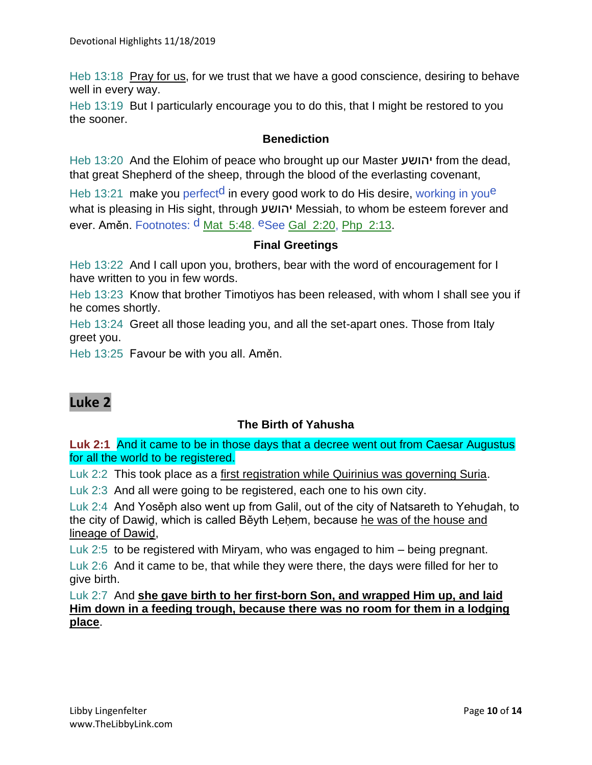Heb 13:18 Pray for us, for we trust that we have a good conscience, desiring to behave well in every way.

Heb 13:19 But I particularly encourage you to do this, that I might be restored to you the sooner.

### Benediction

Heb 13:20 And the Elohim of peace who brought up our Master יהושע from the dead, that great Shepherd of the sheep, through the blood of the everlasting covenant,

Heb 13:21 make you perfect[d] in every good work to do His desire, working in you[e] what is pleasing in His sight, through יהושע Messiah, to whom be esteem forever and ever. Aměn. Footnotes: [d] Mat 5:48. [e]See Gal 2:20, Php 2:13.

### Final Greetings

Heb 13:22 And I call upon you, brothers, bear with the word of encouragement for I have written to you in few words.

Heb 13:23 Know that brother Timotiyos has been released, with whom I shall see you if he comes shortly.

Heb 13:24 Greet all those leading you, and all the set-apart ones. Those from Italy greet you.

Heb 13:25 Favour be with you all. Aměn.

## Luke 2

### The Birth of Yahusha

**Luk 2:1** And it came to be in those days that a decree went out from Caesar Augustus for all the world to be registered.

Luk 2:2 This took place as a first registration while Quirinius was governing Suria.

Luk 2:3 And all were going to be registered, each one to his own city.

Luk 2:4 And Yosěph also went up from Galil, out of the city of Natsareth to Yehuḏah, to the city of Dawiḏ, which is called Běyth Leḥem, because he was of the house and lineage of Dawiḏ,

Luk 2:5 to be registered with Miryam, who was engaged to him – being pregnant.

Luk 2:6 And it came to be, that while they were there, the days were filled for her to give birth.

Luk 2:7 And **she gave birth to her first-born Son, and wrapped Him up, and laid Him down in a feeding trough, because there was no room for them in a lodging place**.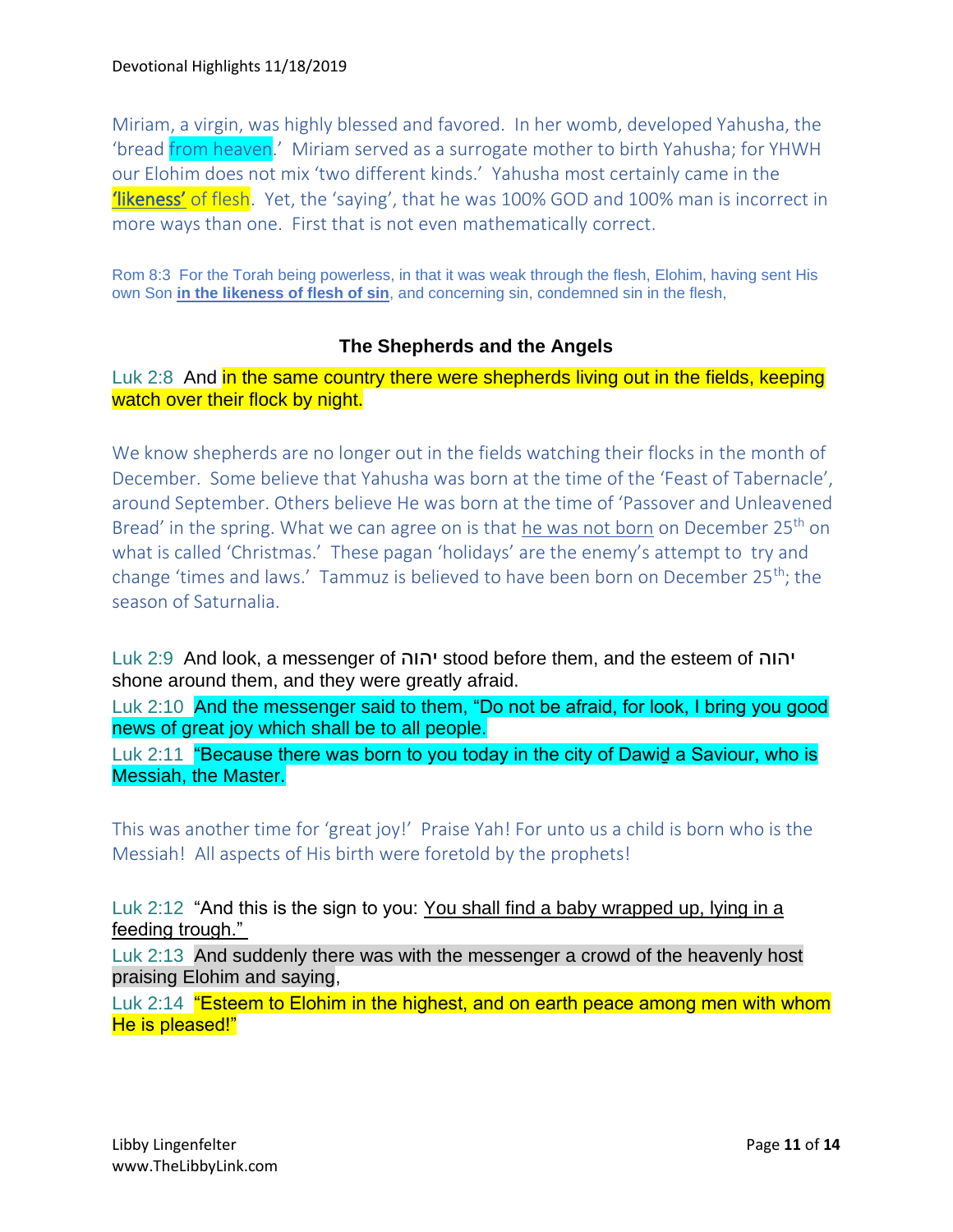Miriam, a virgin, was highly blessed and favored. In her womb, developed Yahusha, the 'bread from heaven.' Miriam served as a surrogate mother to birth Yahusha; for YHWH our Elohim does not mix 'two different kinds.' Yahusha most certainly came in the '**likeness**' of flesh. Yet, the 'saying', that he was 100% GOD and 100% man is incorrect in more ways than one. First that is not even mathematically correct.

Rom 8:3 For the Torah being powerless, in that it was weak through the flesh, Elohim, having sent His own Son **in the likeness of flesh of sin**, and concerning sin, condemned sin in the flesh,

### The Shepherds and the Angels

Luk 2:8 And in the same country there were shepherds living out in the fields, keeping watch over their flock by night.

We know shepherds are no longer out in the fields watching their flocks in the month of December. Some believe that Yahusha was born at the time of the 'Feast of Tabernacle', around September. Others believe He was born at the time of 'Passover and Unleavened Bread' in the spring. What we can agree on is that he was not born on December 25th on what is called 'Christmas.' These pagan 'holidays' are the enemy's attempt to try and change 'times and laws.' Tammuz is believed to have been born on December 25th; the season of Saturnalia.

Luk 2:9 And look, a messenger of יהוה stood before them, and the esteem of יהוה shone around them, and they were greatly afraid.

Luk 2:10 And the messenger said to them, "Do not be afraid, for look, I bring you good news of great joy which shall be to all people.

Luk 2:11 "Because there was born to you today in the city of Dawiḏ a Saviour, who is Messiah, the Master.

This was another time for 'great joy!' Praise Yah! For unto us a child is born who is the Messiah! All aspects of His birth were foretold by the prophets!

Luk 2:12 "And this is the sign to you: You shall find a baby wrapped up, lying in a feeding trough."

Luk 2:13 And suddenly there was with the messenger a crowd of the heavenly host praising Elohim and saying,

Luk 2:14 "Esteem to Elohim in the highest, and on earth peace among men with whom He is pleased!"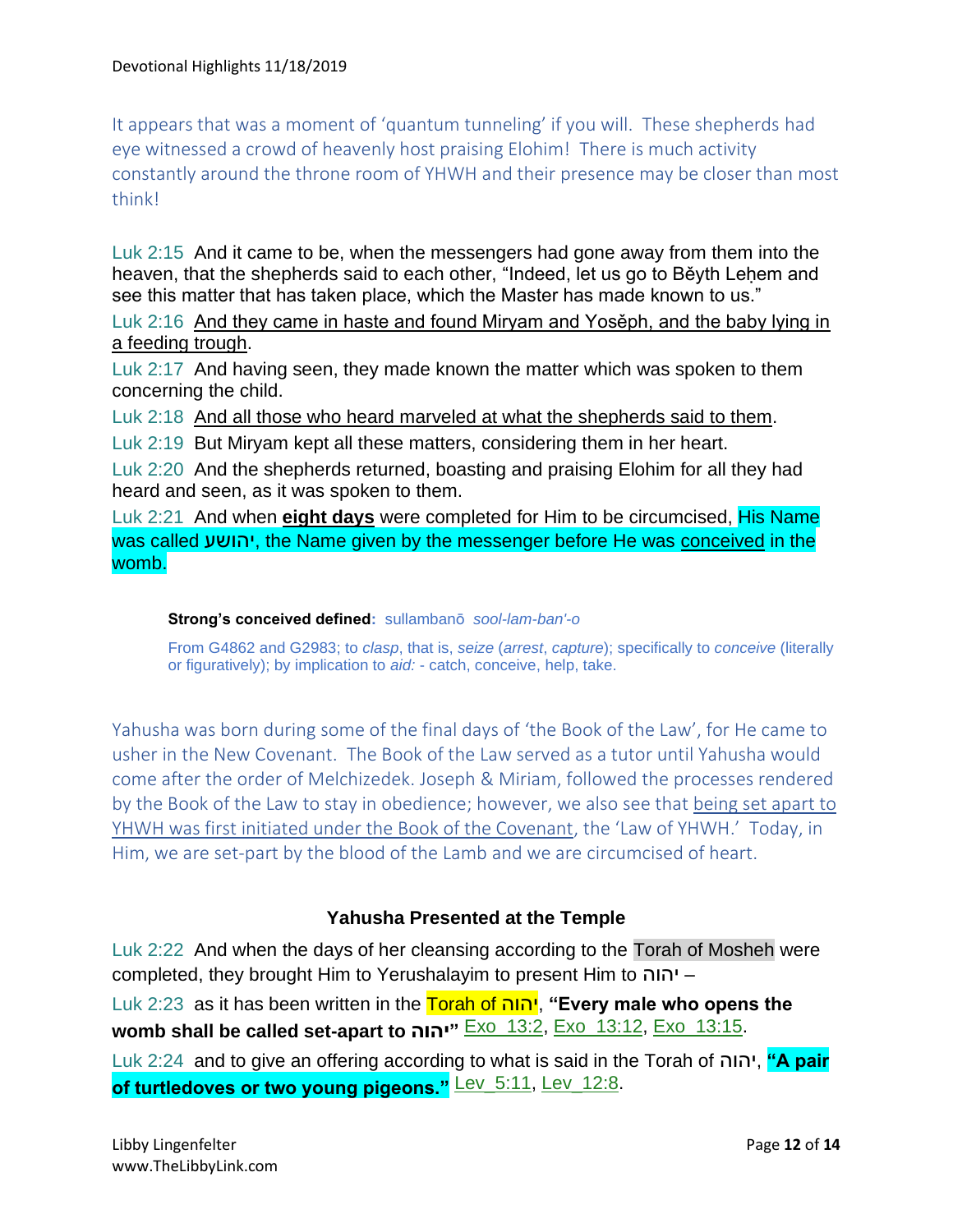It appears that was a moment of 'quantum tunneling' if you will. These shepherds had eye witnessed a crowd of heavenly host praising Elohim! There is much activity constantly around the throne room of YHWH and their presence may be closer than most think!

Luk 2:15 And it came to be, when the messengers had gone away from them into the heaven, that the shepherds said to each other, "Indeed, let us go to Bĕyth Leḥem and see this matter that has taken place, which the Master has made known to us."

Luk 2:16 And they came in haste and found Miryam and Yosĕph, and the baby lying in a feeding trough.

Luk 2:17 And having seen, they made known the matter which was spoken to them concerning the child.

Luk 2:18 And all those who heard marveled at what the shepherds said to them.

Luk 2:19 But Miryam kept all these matters, considering them in her heart.

Luk 2:20 And the shepherds returned, boasting and praising Elohim for all they had heard and seen, as it was spoken to them.

Luk 2:21 And when **eight days** were completed for Him to be circumcised, His Name was called **יהושע**, the Name given by the messenger before He was conceived in the womb.

> **Strong's conceived defined:** sullambanō *sool-lam-ban'-o*
>
> From G4862 and G2983; to *clasp*, that is, *seize* (*arrest*, *capture*); specifically to *conceive* (literally or figuratively); by implication to *aid:* - catch, conceive, help, take.

Yahusha was born during some of the final days of 'the Book of the Law', for He came to usher in the New Covenant. The Book of the Law served as a tutor until Yahusha would come after the order of Melchizedek. Joseph & Miriam, followed the processes rendered by the Book of the Law to stay in obedience; however, we also see that being set apart to YHWH was first initiated under the Book of the Covenant, the 'Law of YHWH.' Today, in Him, we are set-part by the blood of the Lamb and we are circumcised of heart.

### Yahusha Presented at the Temple

Luk 2:22 And when the days of her cleansing according to the Torah of Mosheh were completed, they brought Him to Yerushalayim to present Him to יהוה –

Luk 2:23 as it has been written in the Torah of יהוה, **"Every male who opens the womb shall be called set-apart to יהוה"** Exo_13:2, Exo_13:12, Exo_13:15.

Luk 2:24 and to give an offering according to what is said in the Torah of יהוה, **"A pair of turtledoves or two young pigeons."** Lev_5:11, Lev_12:8.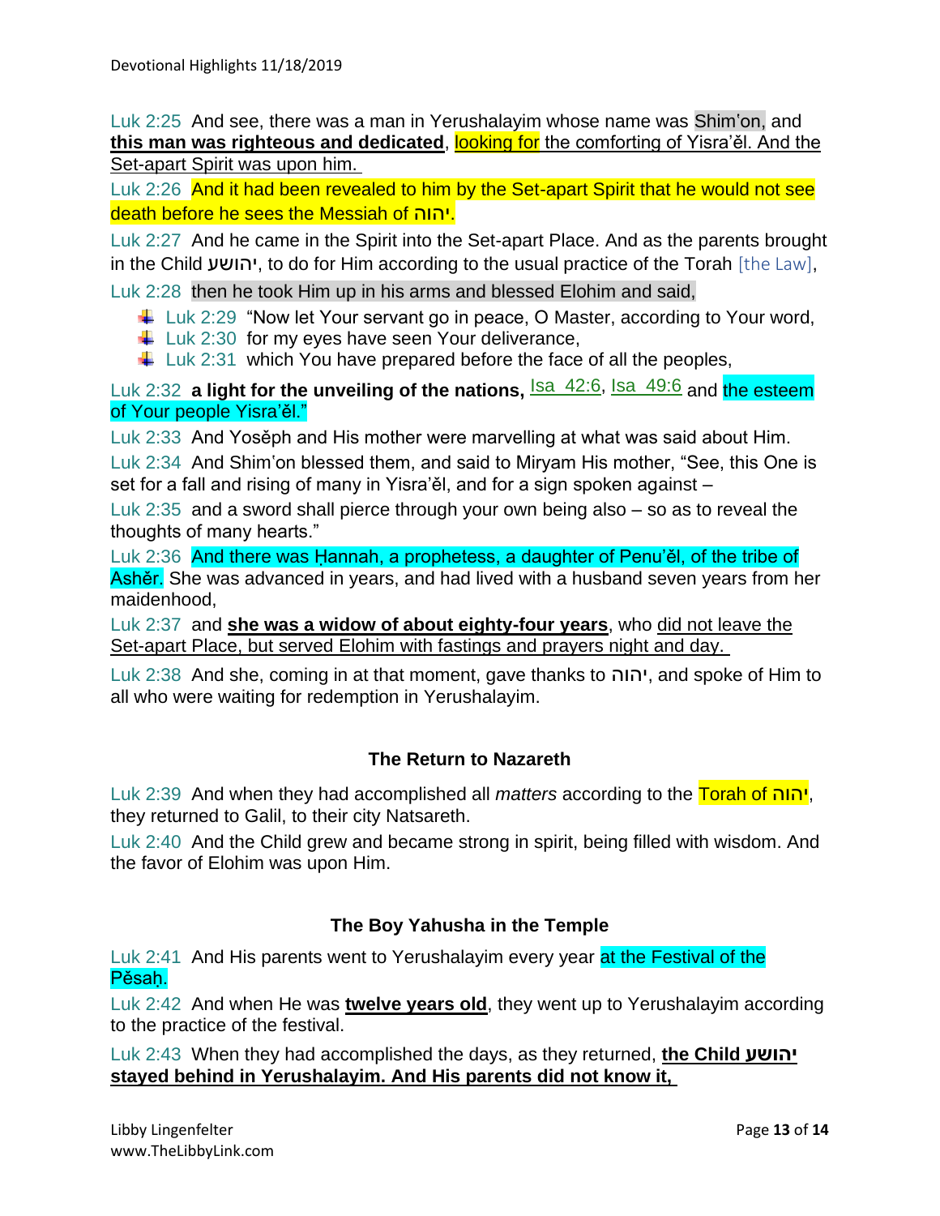Luk 2:25 And see, there was a man in Yerushalayim whose name was Shim'on, and **this man was righteous and dedicated**, looking for the comforting of Yisra'ěl. And the Set-apart Spirit was upon him.

Luk 2:26 And it had been revealed to him by the Set-apart Spirit that he would not see death before he sees the Messiah of יהוה.

Luk 2:27 And he came in the Spirit into the Set-apart Place. And as the parents brought in the Child יהושע, to do for Him according to the usual practice of the Torah [the Law],

Luk 2:28 then he took Him up in his arms and blessed Elohim and said,

- Luk 2:29 "Now let Your servant go in peace, O Master, according to Your word,
- Luk 2:30 for my eyes have seen Your deliverance,
- Luk 2:31 which You have prepared before the face of all the peoples,

Luk 2:32 **a light for the unveiling of the nations,** Isa 42:6, Isa 49:6 and the esteem of Your people Yisra'ěl."

Luk 2:33 And Yosěph and His mother were marvelling at what was said about Him.

Luk 2:34 And Shim'on blessed them, and said to Miryam His mother, "See, this One is set for a fall and rising of many in Yisra'ěl, and for a sign spoken against –

Luk 2:35 and a sword shall pierce through your own being also – so as to reveal the thoughts of many hearts."

Luk 2:36 And there was Ḥannah, a prophetess, a daughter of Penu'ěl, of the tribe of Ashěr. She was advanced in years, and had lived with a husband seven years from her maidenhood,

Luk 2:37 and **she was a widow of about eighty-four years**, who did not leave the Set-apart Place, but served Elohim with fastings and prayers night and day.

Luk 2:38 And she, coming in at that moment, gave thanks to יהוה, and spoke of Him to all who were waiting for redemption in Yerushalayim.

### The Return to Nazareth

Luk 2:39 And when they had accomplished all *matters* according to the Torah of יהוה, they returned to Galil, to their city Natsareth.

Luk 2:40 And the Child grew and became strong in spirit, being filled with wisdom. And the favor of Elohim was upon Him.

### The Boy Yahusha in the Temple

Luk 2:41 And His parents went to Yerushalayim every year at the Festival of the Pěsaḥ.

Luk 2:42 And when He was **twelve years old**, they went up to Yerushalayim according to the practice of the festival.

Luk 2:43 When they had accomplished the days, as they returned, **the Child יהושע stayed behind in Yerushalayim. And His parents did not know it,**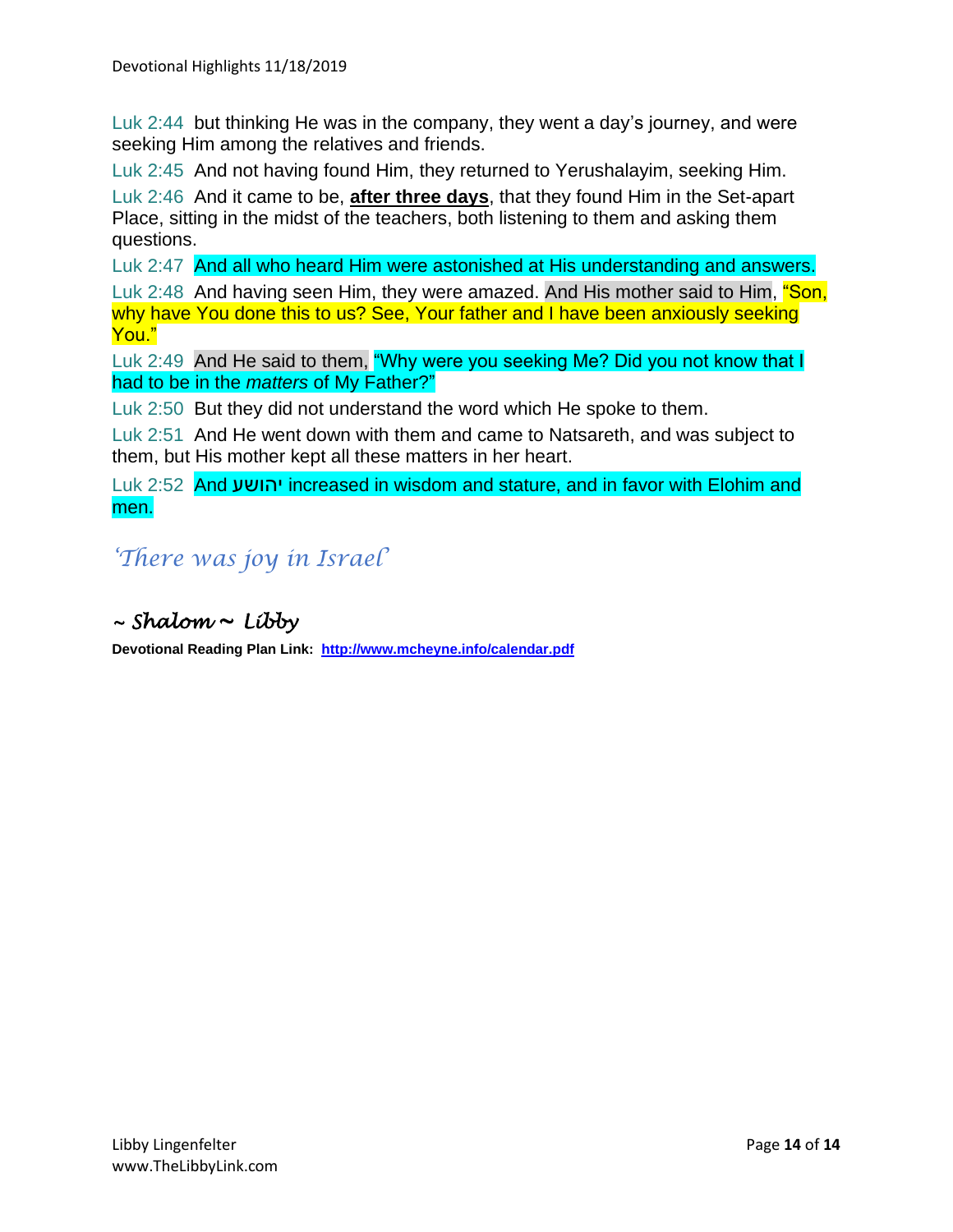Luk 2:44  but thinking He was in the company, they went a day's journey, and were seeking Him among the relatives and friends.

Luk 2:45  And not having found Him, they returned to Yerushalayim, seeking Him.

Luk 2:46  And it came to be, **after three days**, that they found Him in the Set-apart Place, sitting in the midst of the teachers, both listening to them and asking them questions.

Luk 2:47  And all who heard Him were astonished at His understanding and answers.

Luk 2:48  And having seen Him, they were amazed. And His mother said to Him, "Son, why have You done this to us? See, Your father and I have been anxiously seeking You."

Luk 2:49  And He said to them, "Why were you seeking Me? Did you not know that I had to be in the *matters* of My Father?"

Luk 2:50  But they did not understand the word which He spoke to them.

Luk 2:51  And He went down with them and came to Natsareth, and was subject to them, but His mother kept all these matters in her heart.

Luk 2:52  And יהושע increased in wisdom and stature, and in favor with Elohim and men.

*'There was joy in Israel'*

*~ Shalom ~ Libby*

**Devotional Reading Plan Link: http://www.mcheyne.info/calendar.pdf**